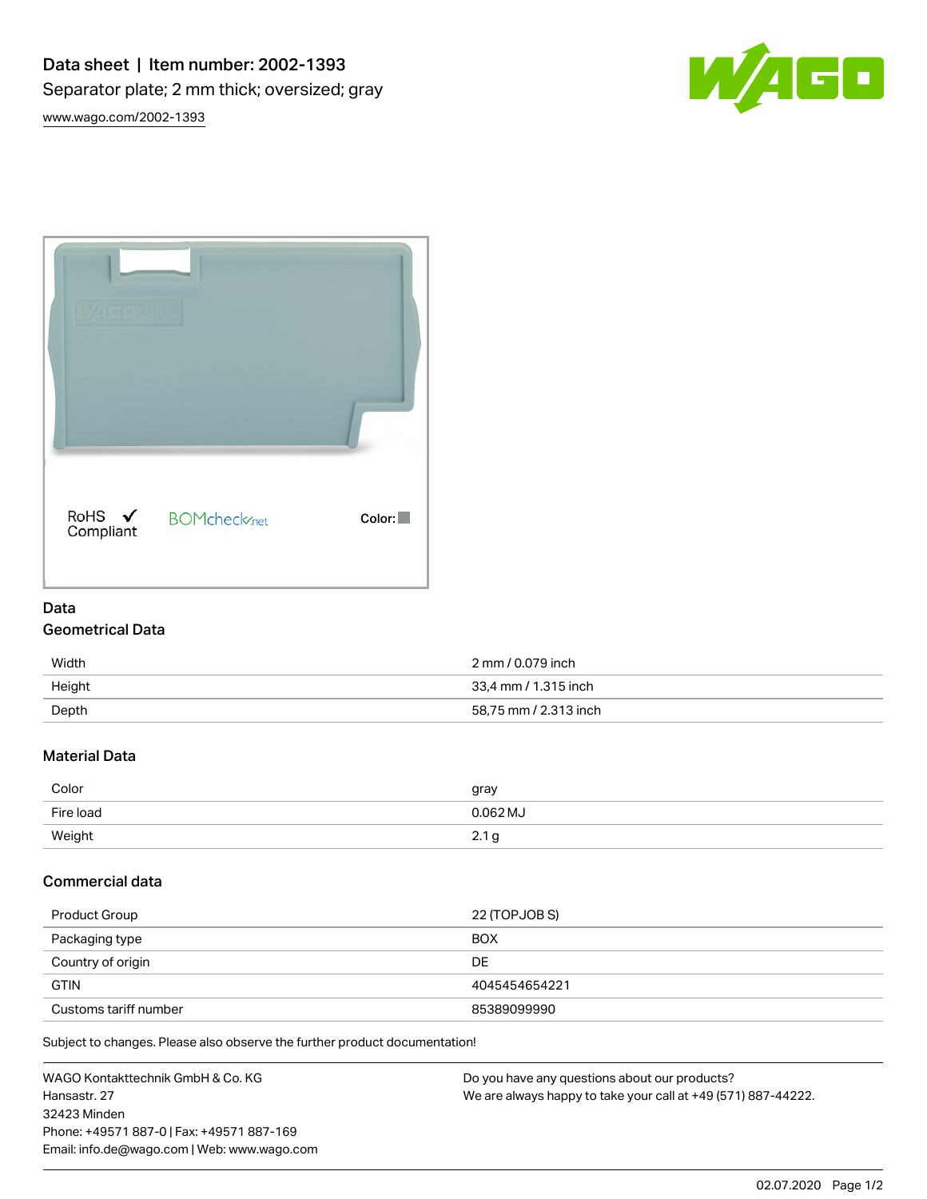# Data sheet | Item number: 2002-1393

Separator plate; 2 mm thick; oversized; gray

www.wago.com/2002-1393

RoHS ✓ Compliant

BOMcheck.net

Color:

## Data

### Geometrical Data

| | |
|---|---|
| Width | 2 mm / 0.079 inch |
| Height | 33,4 mm / 1.315 inch |
| Depth | 58,75 mm / 2.313 inch |

### Material Data

| | |
|---|---|
| Color | gray |
| Fire load | 0.062 MJ |
| Weight | 2.1 g |

### Commercial data

| | |
|---|---|
| Product Group | 22 (TOPJOB S) |
| Packaging type | BOX |
| Country of origin | DE |
| GTIN | 4045454654221 |
| Customs tariff number | 85389099990 |

Subject to changes. Please also observe the further product documentation!

WAGO Kontakttechnik GmbH & Co. KG
Hansastr. 27
32423 Minden
Phone: +49571 887-0 | Fax: +49571 887-169
Email: info.de@wago.com | Web: www.wago.com

Do you have any questions about our products?
We are always happy to take your call at +49 (571) 887-44222.

02.07.2020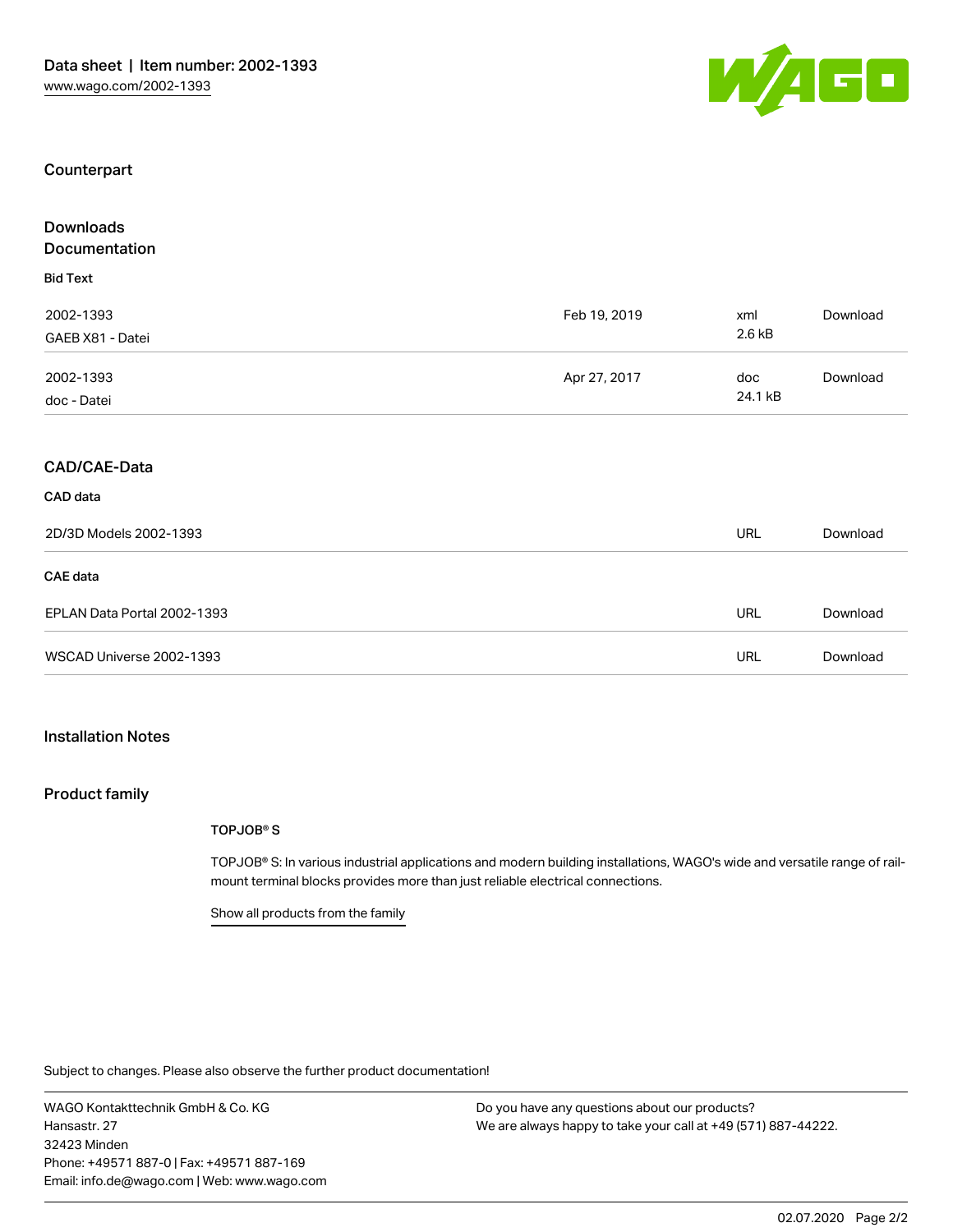## Counterpart

## Downloads
## Documentation

### Bid Text

| | | | |
|---|---|---|---|
| 2002-1393<br>GAEB X81 - Datei | Feb 19, 2019 | xml<br>2.6 kB | Download |
| 2002-1393<br>doc - Datei | Apr 27, 2017 | doc<br>24.1 kB | Download |

## CAD/CAE-Data

### CAD data

| | | |
|---|---|---|
| 2D/3D Models 2002-1393 | URL | Download |

### CAE data

| | | |
|---|---|---|
| EPLAN Data Portal 2002-1393 | URL | Download |
| WSCAD Universe 2002-1393 | URL | Download |

## Installation Notes

## Product family

**TOPJOB® S**

TOPJOB® S: In various industrial applications and modern building installations, WAGO's wide and versatile range of rail-mount terminal blocks provides more than just reliable electrical connections.

Show all products from the family

Subject to changes. Please also observe the further product documentation!

WAGO Kontakttechnik GmbH & Co. KG
Hansastr. 27
32423 Minden
Phone: +49571 887-0 | Fax: +49571 887-169
Email: info.de@wago.com | Web: www.wago.com

Do you have any questions about our products?
We are always happy to take your call at +49 (571) 887-44222.